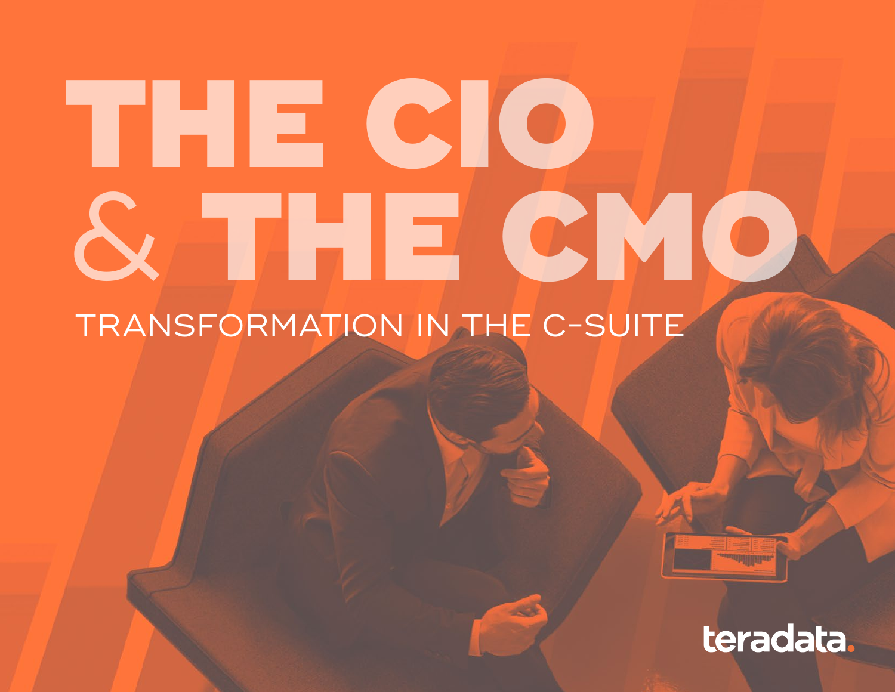# THE CIO & THE CMO

## TRANSFORMATION IN THE C-SUITE

teradata.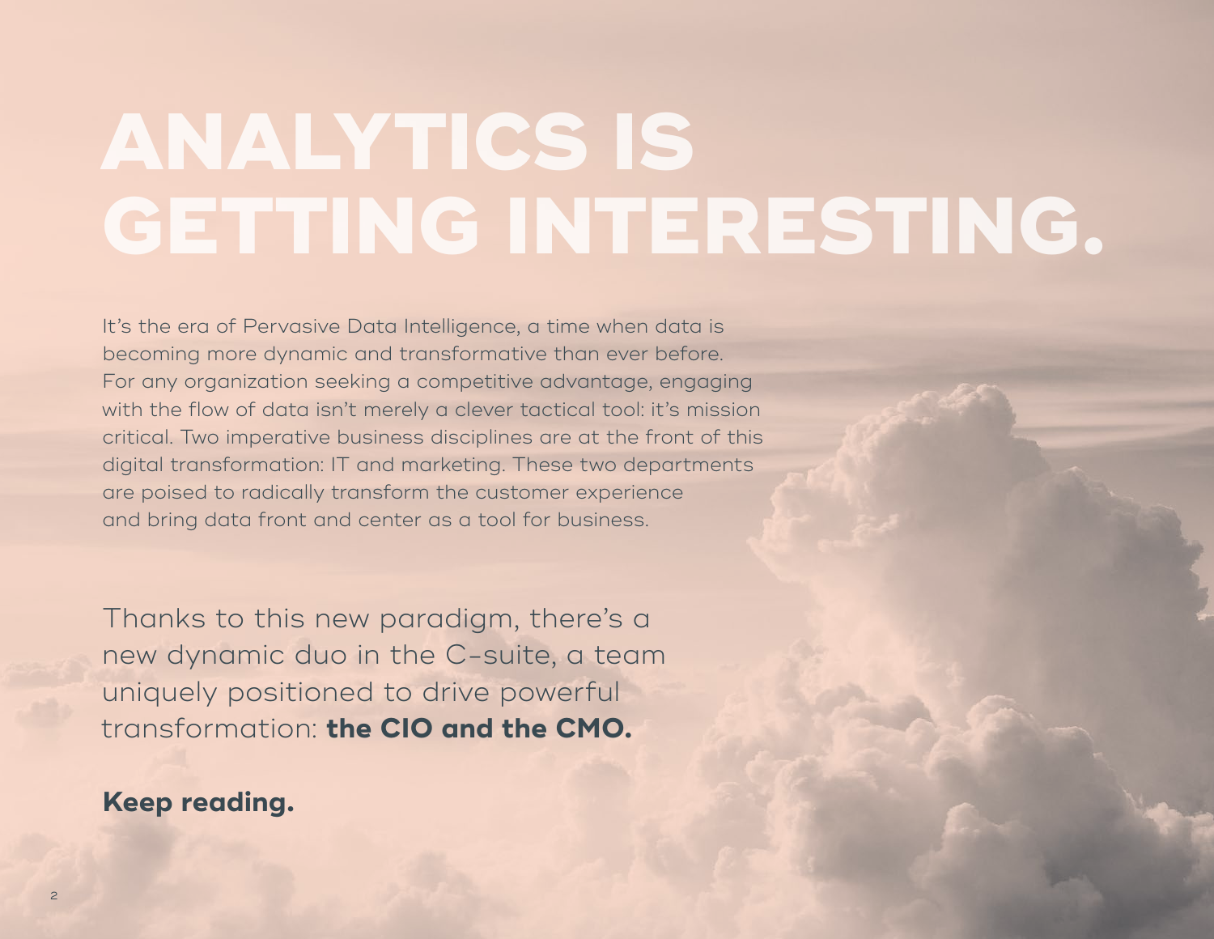# ANALYTICS IS GETTING INTERESTING.

It's the era of Pervasive Data Intelligence, a time when data is becoming more dynamic and transformative than ever before. For any organization seeking a competitive advantage, engaging with the flow of data isn't merely a clever tactical tool: it's mission critical. Two imperative business disciplines are at the front of this digital transformation: IT and marketing. These two departments are poised to radically transform the customer experience and bring data front and center as a tool for business.

Thanks to this new paradigm, there's a new dynamic duo in the C-suite, a team uniquely positioned to drive powerful transformation: **the CIO and the CMO.**

**Keep reading.**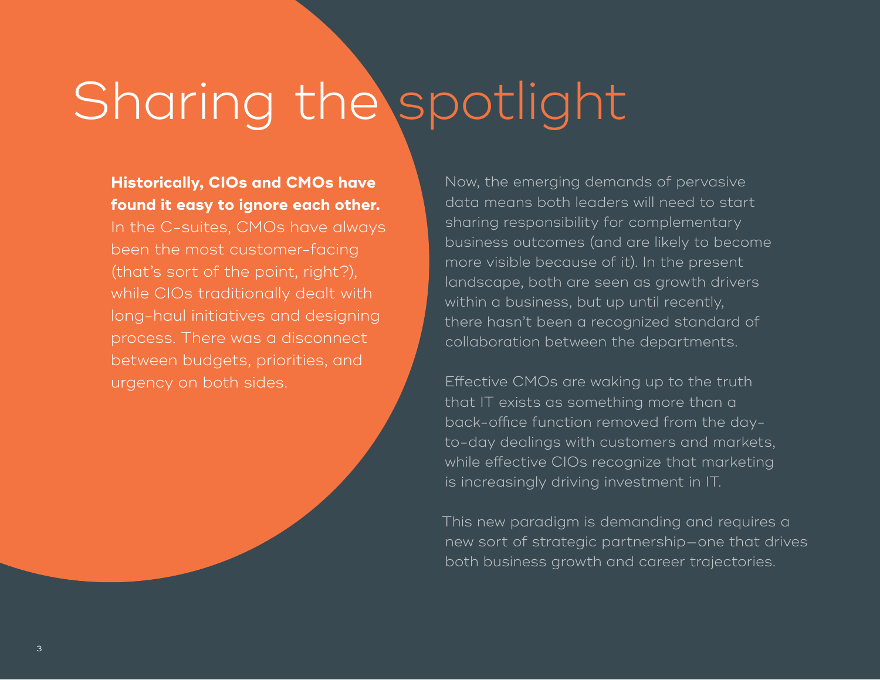# Sharing the spotlight

**Historically, CIOs and CMOs have found it easy to ignore each other.** In the C-suites, CMOs have always been the most customer-facing (that's sort of the point, right?), while CIOs traditionally dealt with long-haul initiatives and designing process. There was a disconnect between budgets, priorities, and urgency on both sides.

Now, the emerging demands of pervasive data means both leaders will need to start sharing responsibility for complementary business outcomes (and are likely to become more visible because of it). In the present landscape, both are seen as growth drivers within a business, but up until recently, there hasn't been a recognized standard of collaboration between the departments.

Effective CMOs are waking up to the truth that IT exists as something more than a back-office function removed from the day-to-day dealings with customers and markets, while effective CIOs recognize that marketing is increasingly driving investment in IT.

This new paradigm is demanding and requires a new sort of strategic partnership—one that drives both business growth and career trajectories.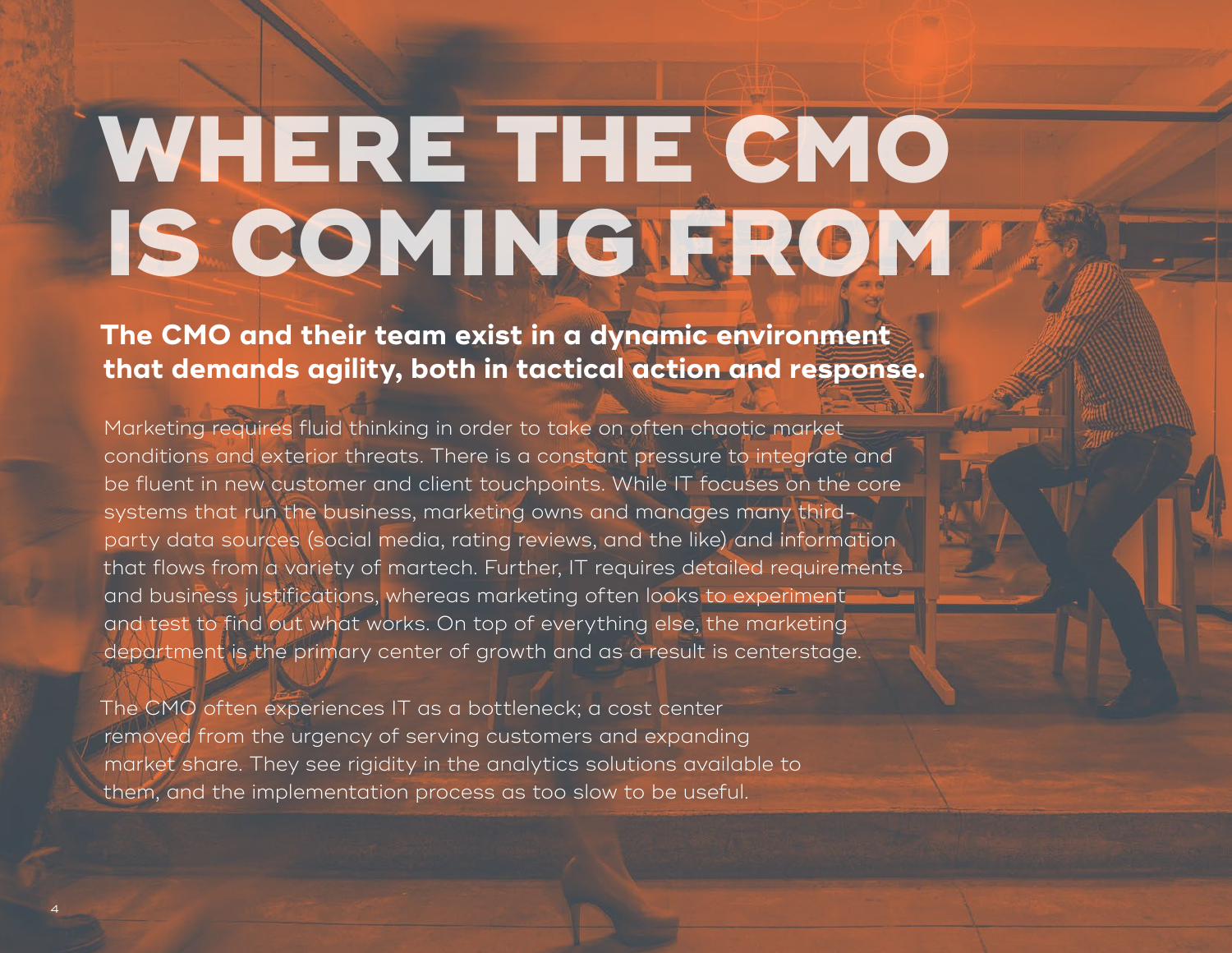# WHERE THE CMO IS COMING FROM

## The CMO and their team exist in a dynamic environment that demands agility, both in tactical action and response.

Marketing requires fluid thinking in order to take on often chaotic market conditions and exterior threats. There is a constant pressure to integrate and be fluent in new customer and client touchpoints. While IT focuses on the core systems that run the business, marketing owns and manages many third-party data sources (social media, rating reviews, and the like) and information that flows from a variety of martech. Further, IT requires detailed requirements and business justifications, whereas marketing often looks to experiment and test to find out what works. On top of everything else, the marketing department is the primary center of growth and as a result is centerstage.

The CMO often experiences IT as a bottleneck; a cost center removed from the urgency of serving customers and expanding market share. They see rigidity in the analytics solutions available to them, and the implementation process as too slow to be useful.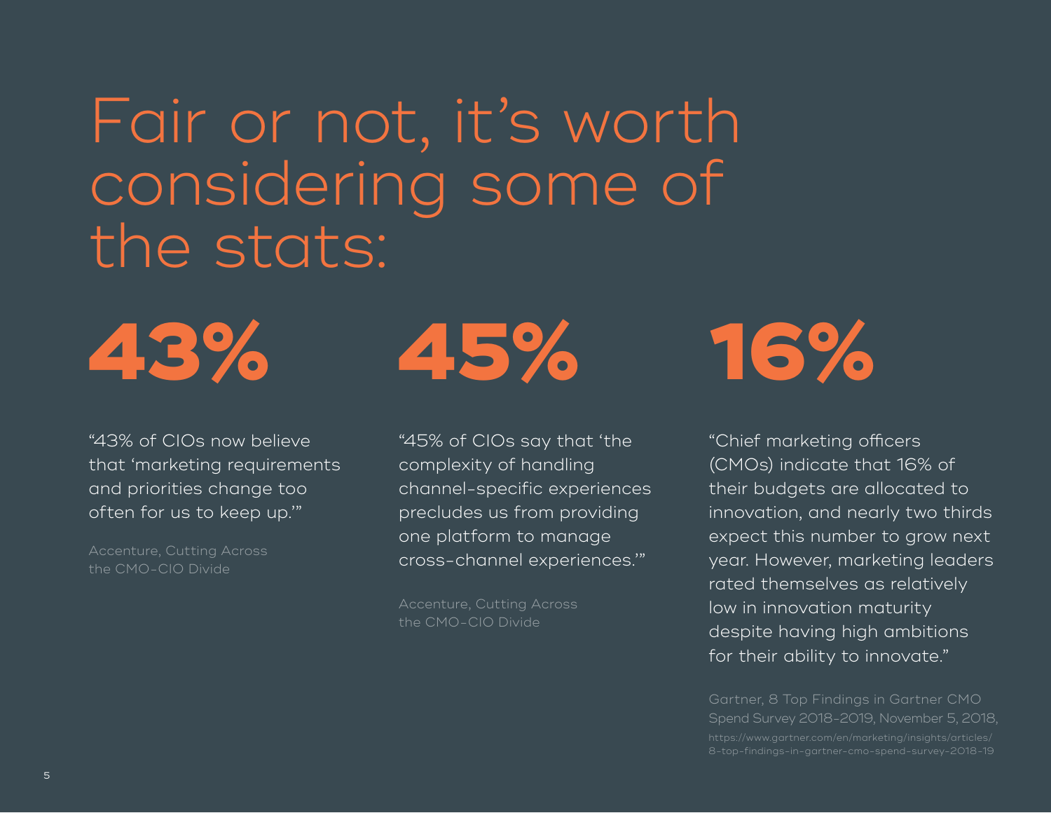# Fair or not, it's worth considering some of the stats:

**43%**

"43% of CIOs now believe that 'marketing requirements and priorities change too often for us to keep up.'"

Accenture, Cutting Across the CMO-CIO Divide

**45%**

"45% of CIOs say that 'the complexity of handling channel-specific experiences precludes us from providing one platform to manage cross-channel experiences.'"

Accenture, Cutting Across the CMO-CIO Divide

**16%**

"Chief marketing officers (CMOs) indicate that 16% of their budgets are allocated to innovation, and nearly two thirds expect this number to grow next year. However, marketing leaders rated themselves as relatively low in innovation maturity despite having high ambitions for their ability to innovate."

Gartner, 8 Top Findings in Gartner CMO Spend Survey 2018-2019, November 5, 2018, https://www.gartner.com/en/marketing/insights/articles/8-top-findings-in-gartner-cmo-spend-survey-2018-19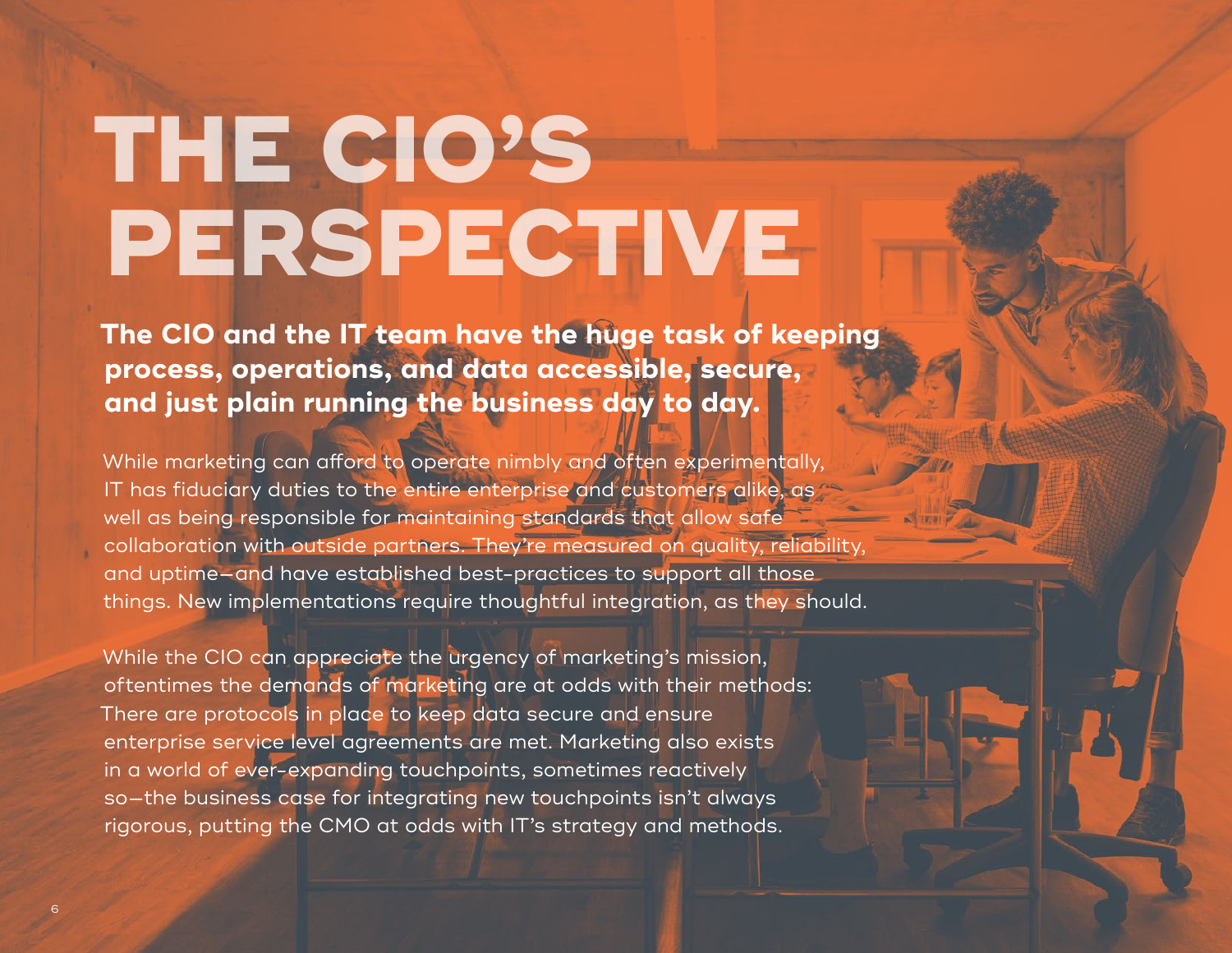# THE CIO'S PERSPECTIVE

**The CIO and the IT team have the huge task of keeping process, operations, and data accessible, secure, and just plain running the business day to day.**

While marketing can afford to operate nimbly and often experimentally, IT has fiduciary duties to the entire enterprise and customers alike, as well as being responsible for maintaining standards that allow safe collaboration with outside partners. They're measured on quality, reliability, and uptime—and have established best-practices to support all those things. New implementations require thoughtful integration, as they should.

While the CIO can appreciate the urgency of marketing's mission, oftentimes the demands of marketing are at odds with their methods: There are protocols in place to keep data secure and ensure enterprise service level agreements are met. Marketing also exists in a world of ever-expanding touchpoints, sometimes reactively so—the business case for integrating new touchpoints isn't always rigorous, putting the CMO at odds with IT's strategy and methods.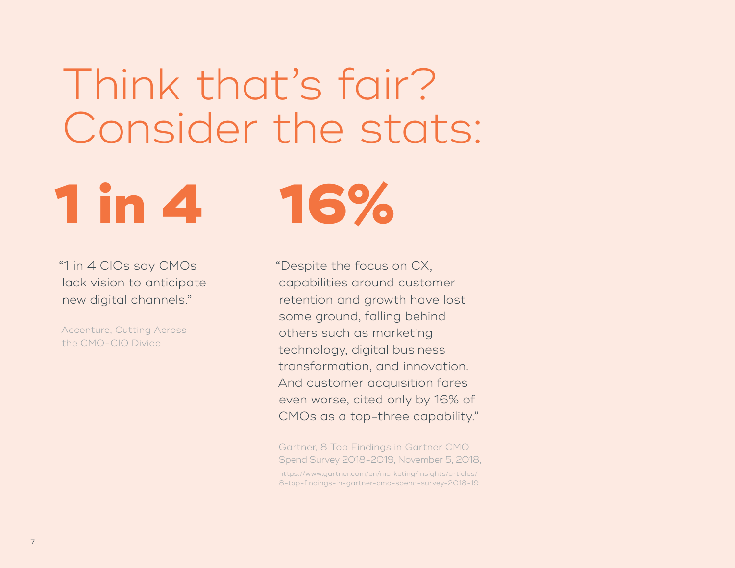# Think that's fair? Consider the stats:

## 1 in 4

"1 in 4 CIOs say CMOs lack vision to anticipate new digital channels."

Accenture, Cutting Across the CMO-CIO Divide

## 16%

"Despite the focus on CX, capabilities around customer retention and growth have lost some ground, falling behind others such as marketing technology, digital business transformation, and innovation. And customer acquisition fares even worse, cited only by 16% of CMOs as a top-three capability."

Gartner, 8 Top Findings in Gartner CMO Spend Survey 2018-2019, November 5, 2018,
https://www.gartner.com/en/marketing/insights/articles/8-top-findings-in-gartner-cmo-spend-survey-2018-19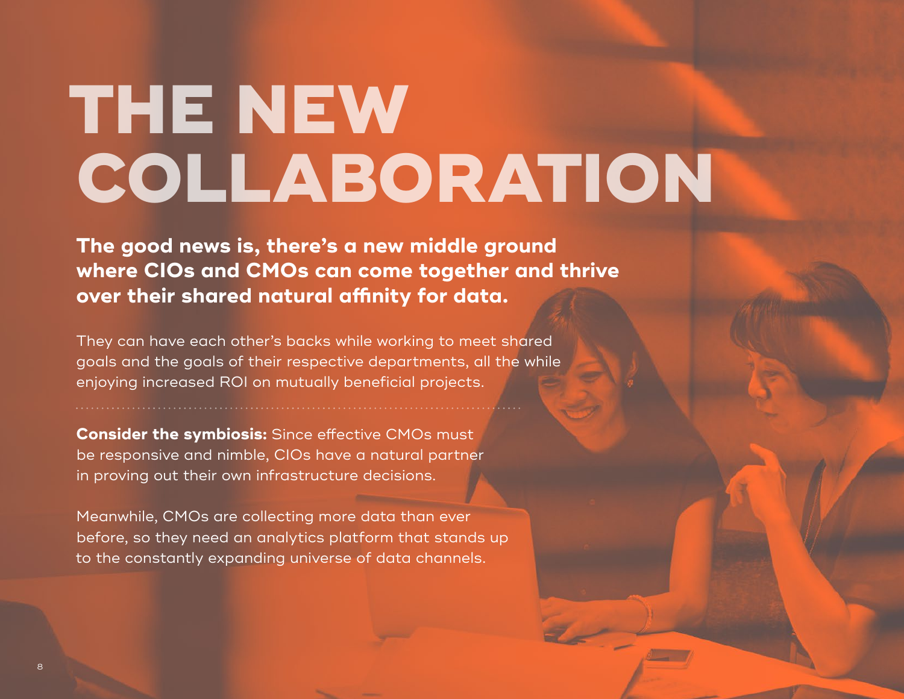# THE NEW COLLABORATION

**The good news is, there's a new middle ground where CIOs and CMOs can come together and thrive over their shared natural affinity for data.**

They can have each other's backs while working to meet shared goals and the goals of their respective departments, all the while enjoying increased ROI on mutually beneficial projects.

**Consider the symbiosis:** Since effective CMOs must be responsive and nimble, CIOs have a natural partner in proving out their own infrastructure decisions.

Meanwhile, CMOs are collecting more data than ever before, so they need an analytics platform that stands up to the constantly expanding universe of data channels.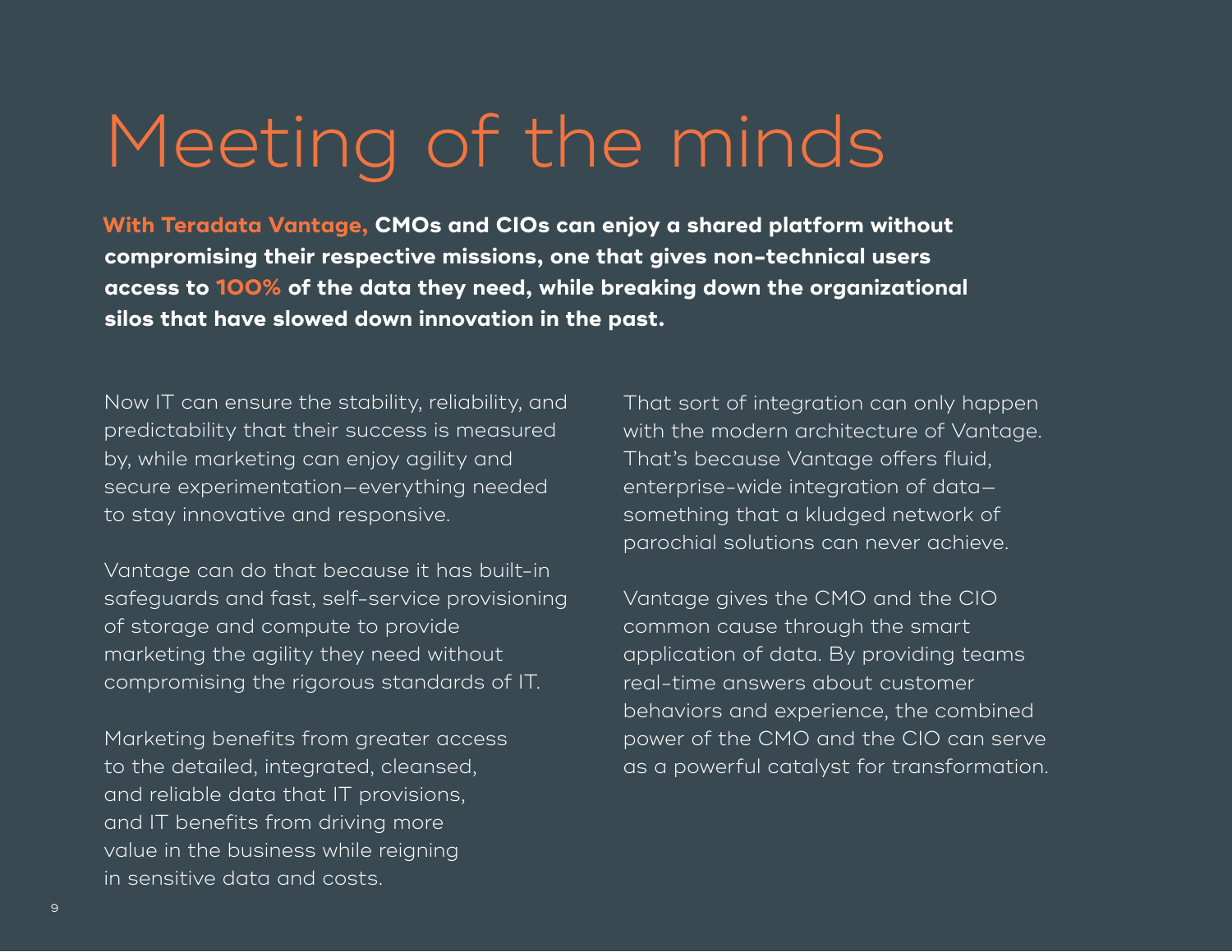# Meeting of the minds

**With Teradata Vantage, CMOs and CIOs can enjoy a shared platform without compromising their respective missions, one that gives non-technical users access to 100% of the data they need, while breaking down the organizational silos that have slowed down innovation in the past.**

Now IT can ensure the stability, reliability, and predictability that their success is measured by, while marketing can enjoy agility and secure experimentation—everything needed to stay innovative and responsive.

Vantage can do that because it has built-in safeguards and fast, self-service provisioning of storage and compute to provide marketing the agility they need without compromising the rigorous standards of IT.

Marketing benefits from greater access to the detailed, integrated, cleansed, and reliable data that IT provisions, and IT benefits from driving more value in the business while reigning in sensitive data and costs.

That sort of integration can only happen with the modern architecture of Vantage. That's because Vantage offers fluid, enterprise-wide integration of data—something that a kludged network of parochial solutions can never achieve.

Vantage gives the CMO and the CIO common cause through the smart application of data. By providing teams real-time answers about customer behaviors and experience, the combined power of the CMO and the CIO can serve as a powerful catalyst for transformation.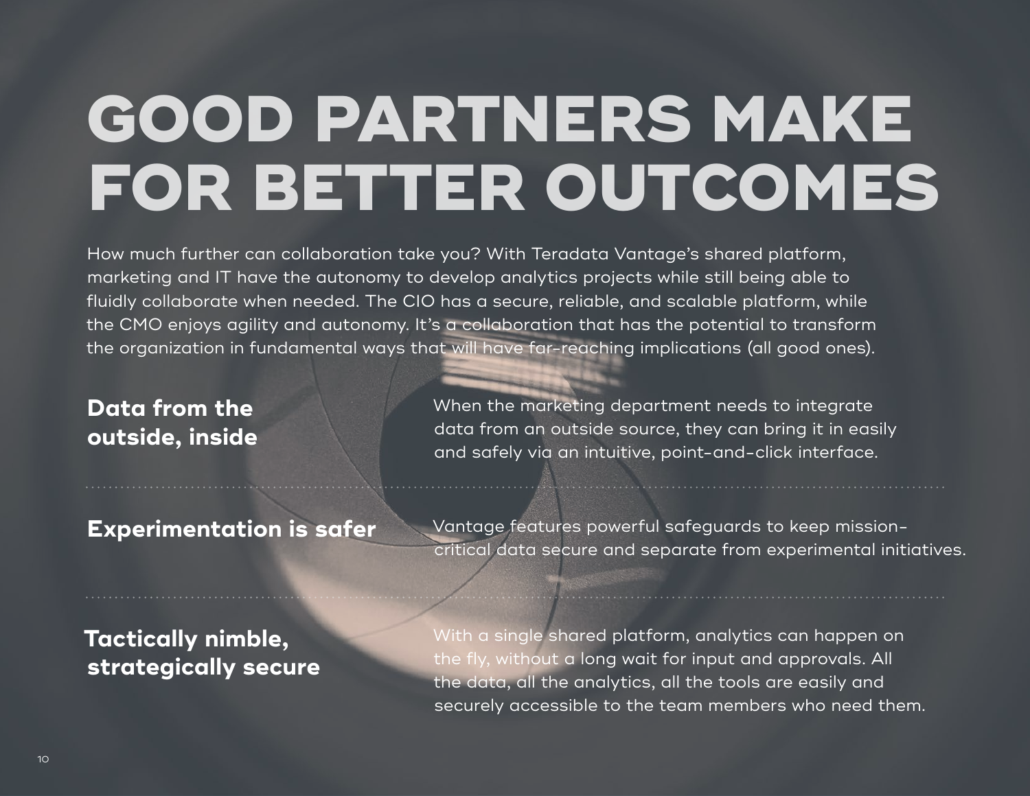# GOOD PARTNERS MAKE FOR BETTER OUTCOMES

How much further can collaboration take you? With Teradata Vantage's shared platform, marketing and IT have the autonomy to develop analytics projects while still being able to fluidly collaborate when needed. The CIO has a secure, reliable, and scalable platform, while the CMO enjoys agility and autonomy. It's a collaboration that has the potential to transform the organization in fundamental ways that will have far-reaching implications (all good ones).

**Data from the outside, inside**

When the marketing department needs to integrate data from an outside source, they can bring it in easily and safely via an intuitive, point-and-click interface.

---

**Experimentation is safer**

Vantage features powerful safeguards to keep mission-critical data secure and separate from experimental initiatives.

---

**Tactically nimble, strategically secure**

With a single shared platform, analytics can happen on the fly, without a long wait for input and approvals. All the data, all the analytics, all the tools are easily and securely accessible to the team members who need them.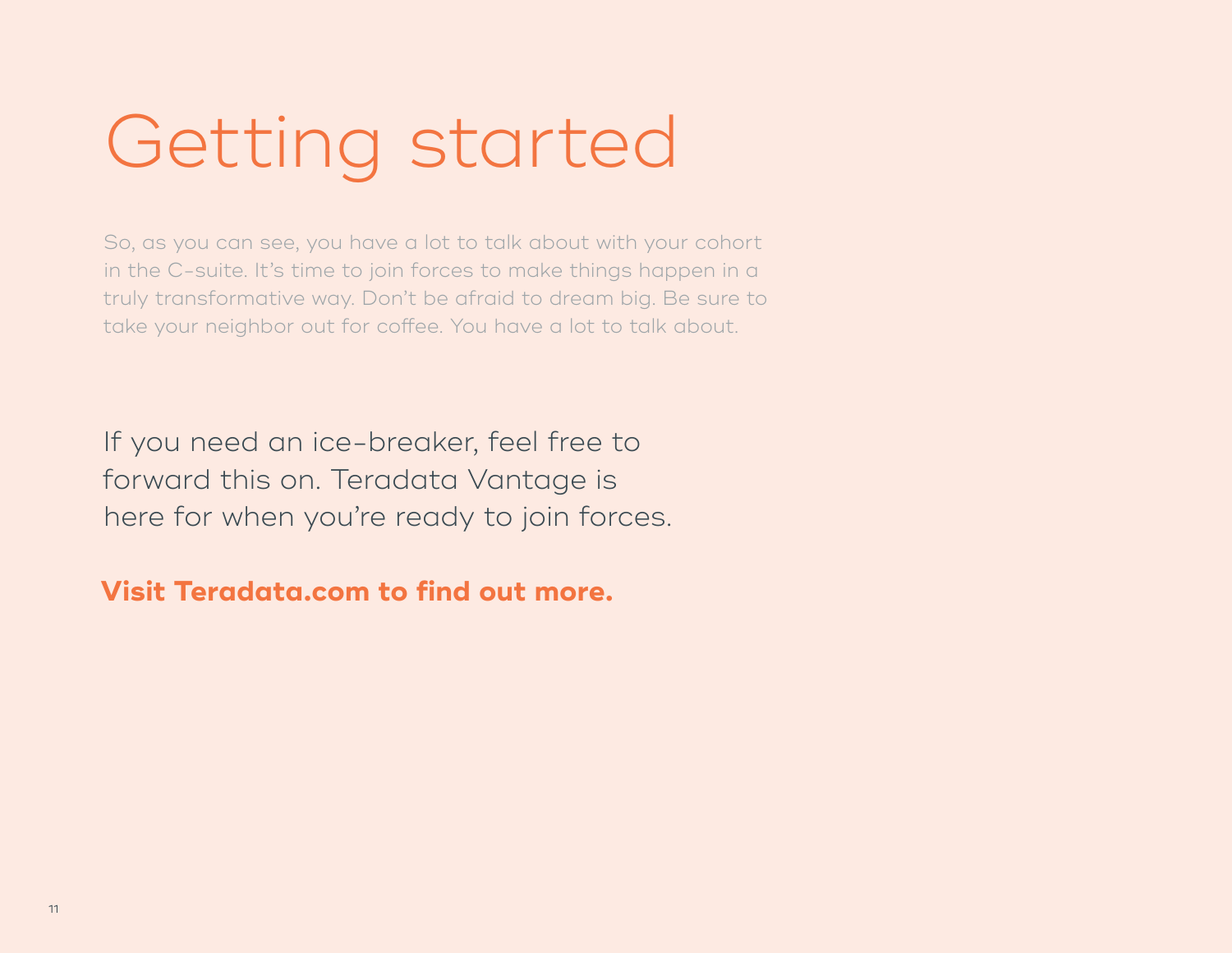# Getting started

So, as you can see, you have a lot to talk about with your cohort in the C-suite. It's time to join forces to make things happen in a truly transformative way. Don't be afraid to dream big. Be sure to take your neighbor out for coffee. You have a lot to talk about.

If you need an ice-breaker, feel free to forward this on. Teradata Vantage is here for when you're ready to join forces.

**Visit Teradata.com to find out more.**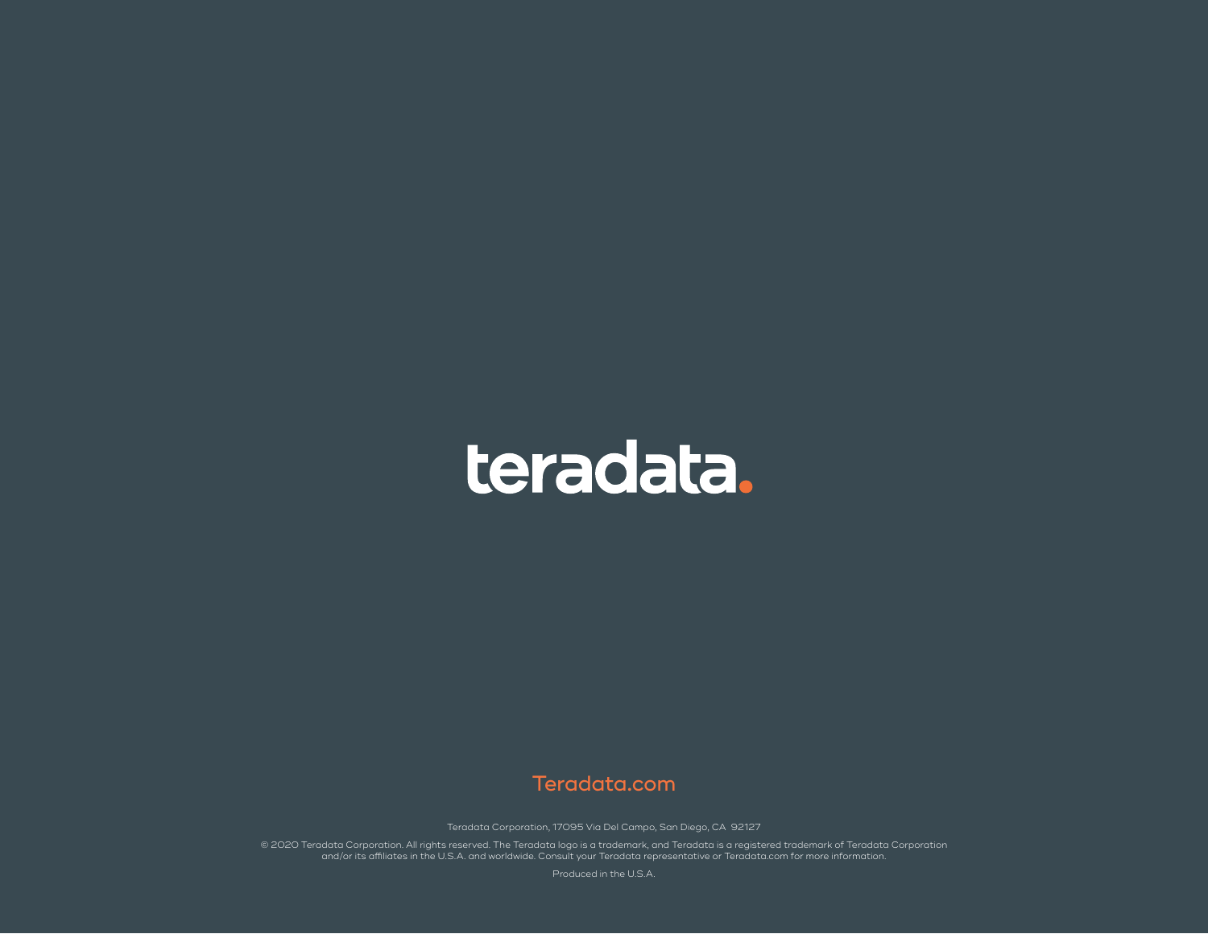teradata.

Teradata.com

Teradata Corporation, 17095 Via Del Campo, San Diego, CA 92127

© 2020 Teradata Corporation. All rights reserved. The Teradata logo is a trademark, and Teradata is a registered trademark of Teradata Corporation and/or its affiliates in the U.S.A. and worldwide. Consult your Teradata representative or Teradata.com for more information.

Produced in the U.S.A.